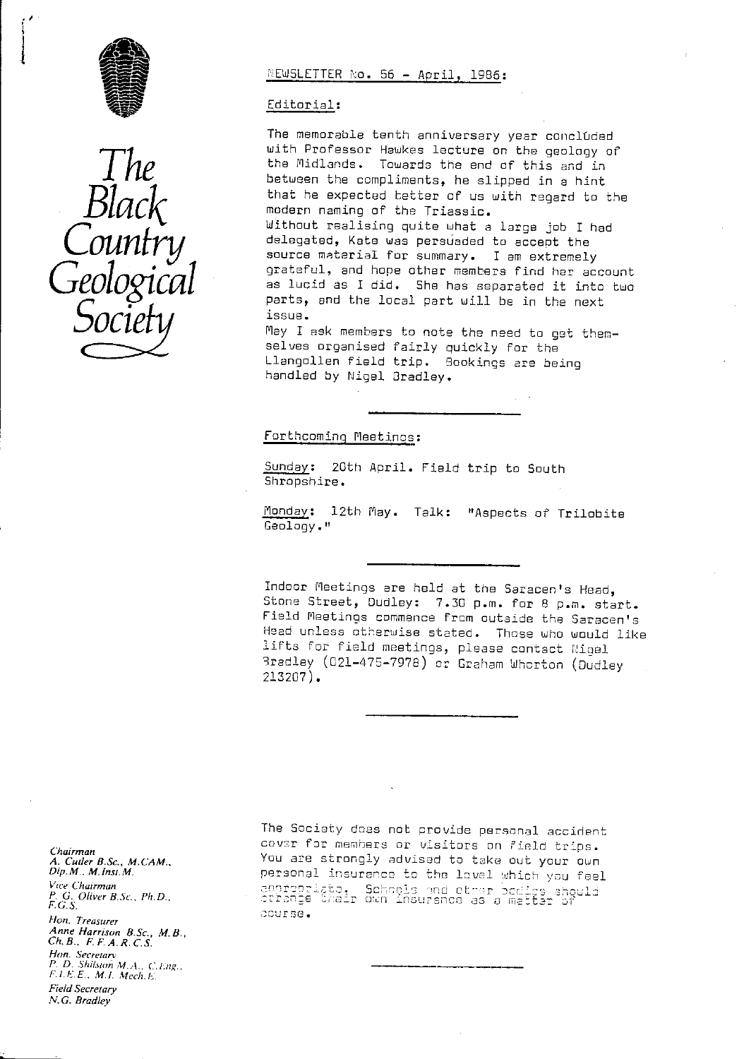# The Black Country Geological Society

NEWSLETTER No. 56 - April, 1986:

## Editorial:

The memorable tenth anniversary year concluded with Professor Hawkes lecture on the geology of the Midlands. Towards the end of this and in between the compliments, he slipped in a hint that he expected better of us with regard to the modern naming of the Triassic.

Without realising quite what a large job I had delegated, Kate was persuaded to accept the source material for summary. I am extremely grateful, and hope other members find her account as lucid as I did. She has separated it into two parts, and the local part will be in the next issue.

May I ask members to note the need to get themselves organised fairly quickly for the Llangollen field trip. Bookings are being handled by Nigel Bradley.

---

## Forthcoming Meetings:

Sunday: 20th April. Field trip to South Shropshire.

Monday: 12th May. Talk: "Aspects of Trilobite Geology."

---

Indoor Meetings are held at the Saracen's Head, Stone Street, Dudley: 7.30 p.m. for 8 p.m. start. Field Meetings commence from outside the Saracen's Head unless otherwise stated. Those who would like lifts for field meetings, please contact Nigel Bradley (021-475-7978) or Graham Whorton (Dudley 213207).

---

The Society does not provide personal accident cover for members or visitors on field trips. You are strongly advised to take out your own personal insurance to the level which you feel appropriate. Schools and other bodies should arrange their own insurance as a matter of course.

---

*Chairman*
*A. Cutler B.Sc., M.CAM., Dip.M., M.Inst.M.*

*Vice Chairman*
*P. G. Oliver B.Sc., Ph.D., F.G.S.*

*Hon. Treasurer*
*Anne Harrison B.Sc., M.B., Ch.B., F.F.A.R.C.S.*

*Hon. Secretary*
*P. D. Shilston M.A., C.Eng., F.I.E.E., M.I. Mech.E.*

*Field Secretary*
*N.G. Bradley*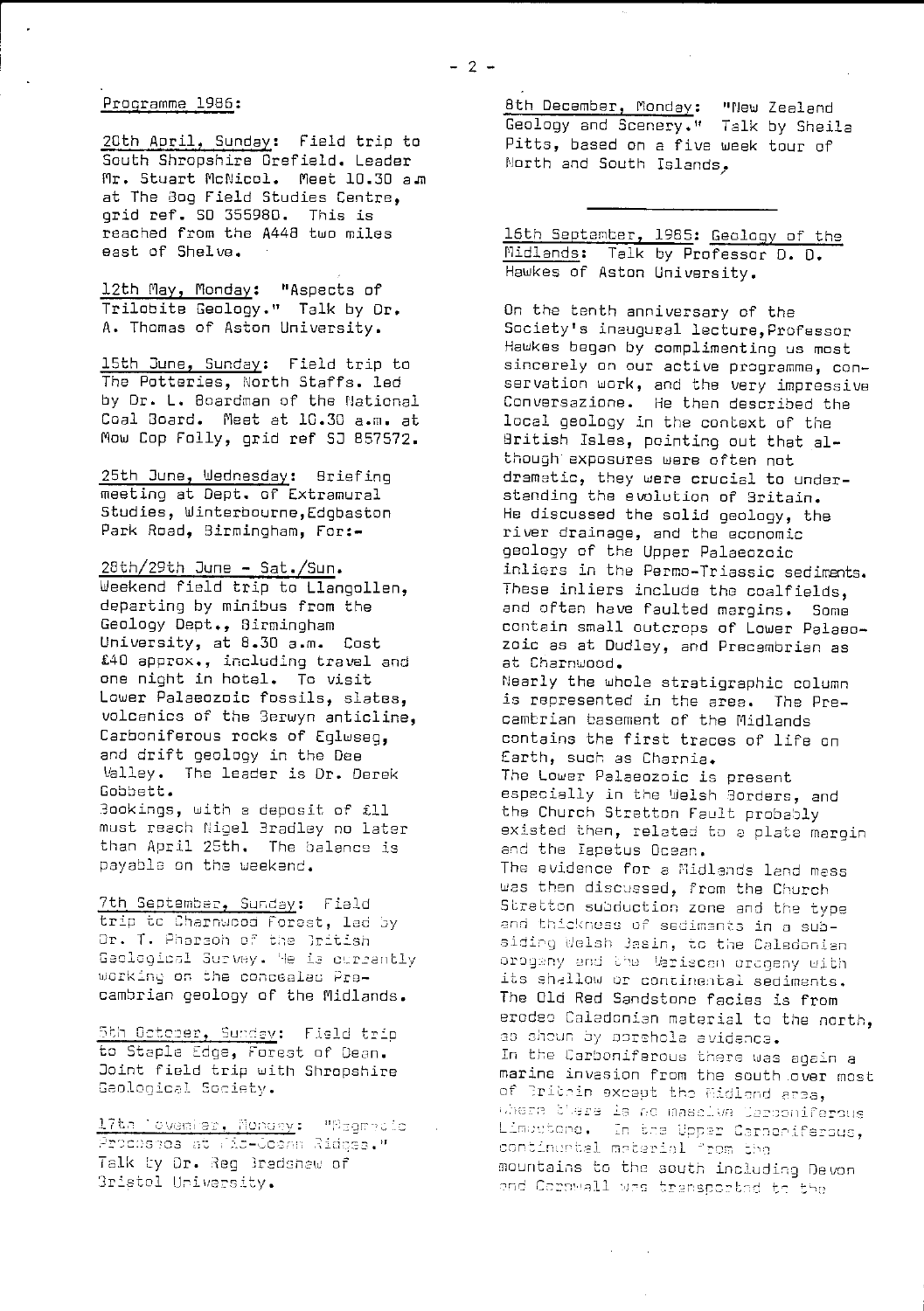Programme 1986:

20th April, Sunday: Field trip to South Shropshire Orefield. Leader Mr. Stuart McNicol. Meet 10.30 a.m at The Bog Field Studies Centre, grid ref. SO 355980. This is reached from the A448 two miles east of Shelve.

12th May, Monday: "Aspects of Trilobite Geology." Talk by Dr. A. Thomas of Aston University.

15th June, Sunday: Field trip to The Potteries, North Staffs. led by Dr. L. Boardman of the National Coal Board. Meet at 10.30 a.m. at Mow Cop Folly, grid ref SJ 857572.

25th June, Wednesday: Briefing meeting at Dept. of Extramural Studies, Winterbourne, Edgbaston Park Road, Birmingham, For:-

28th/29th June - Sat./Sun. Weekend field trip to Llangollen, departing by minibus from the Geology Dept., Birmingham University, at 8.30 a.m. Cost £40 approx., including travel and one night in hotel. To visit Lower Palaeozoic fossils, slates, volcanics of the Berwyn anticline, Carboniferous rocks of Eglwseg, and drift geology in the Dee Valley. The leader is Dr. Derek Gobbett.
Bookings, with a deposit of £11 must reach Nigel Bradley no later than April 25th. The balance is payable on the weekend.

7th September, Sunday: Field trip to Charnwood Forest, led by Dr. T. Pharaoh of the British Geological Survey. He is currently working on the concealed Precambrian geology of the Midlands.

5th October, Sunday: Field trip to Staple Edge, Forest of Dean. Joint field trip with Shropshire Geological Society.

17th November, Monday: "Magmatic Processes at Mid-Ocean Ridges." Talk by Dr. Reg Bradshaw of Bristol University.

8th December, Monday: "New Zealand Geology and Scenery." Talk by Sheila Pitts, based on a five week tour of North and South Islands.

---

16th September, 1985: Geology of the Midlands: Talk by Professor D. D. Hawkes of Aston University.

On the tenth anniversary of the Society's inaugural lecture, Professor Hawkes began by complimenting us most sincerely on our active programme, conservation work, and the very impressive Conversazione. He then described the local geology in the context of the British Isles, pointing out that although exposures were often not dramatic, they were crucial to understanding the evolution of Britain. He discussed the solid geology, the river drainage, and the economic geology of the Upper Palaeozoic inliers in the Permo-Triassic sediments. These inliers include the coalfields, and often have faulted margins. Some contain small outcrops of Lower Palaeozoic as at Dudley, and Precambrian as at Charnwood.
Nearly the whole stratigraphic column is represented in the area. The Precambrian basement of the Midlands contains the first traces of life on Earth, such as Charnia.
The Lower Palaeozoic is present especially in the Welsh Borders, and the Church Stretton Fault probably existed then, related to a plate margin and the Iapetus Ocean.
The evidence for a Midlands land mass was then discussed, from the Church Stretton subduction zone and the type and thickness of sediments in a subsiding Welsh Basin, to the Caledonian orogeny and the Variscan orogeny with its shallow or continental sediments. The Old Red Sandstone facies is from eroded Caledonian material to the north, as shown by borehole evidence.
In the Carboniferous there was again a marine invasion from the south over most of Britain except the Midland area, where there is no massive Carboniferous Limestone. In the Upper Carboniferous, continental material from the mountains to the south including Devon and Cornwall was transported to the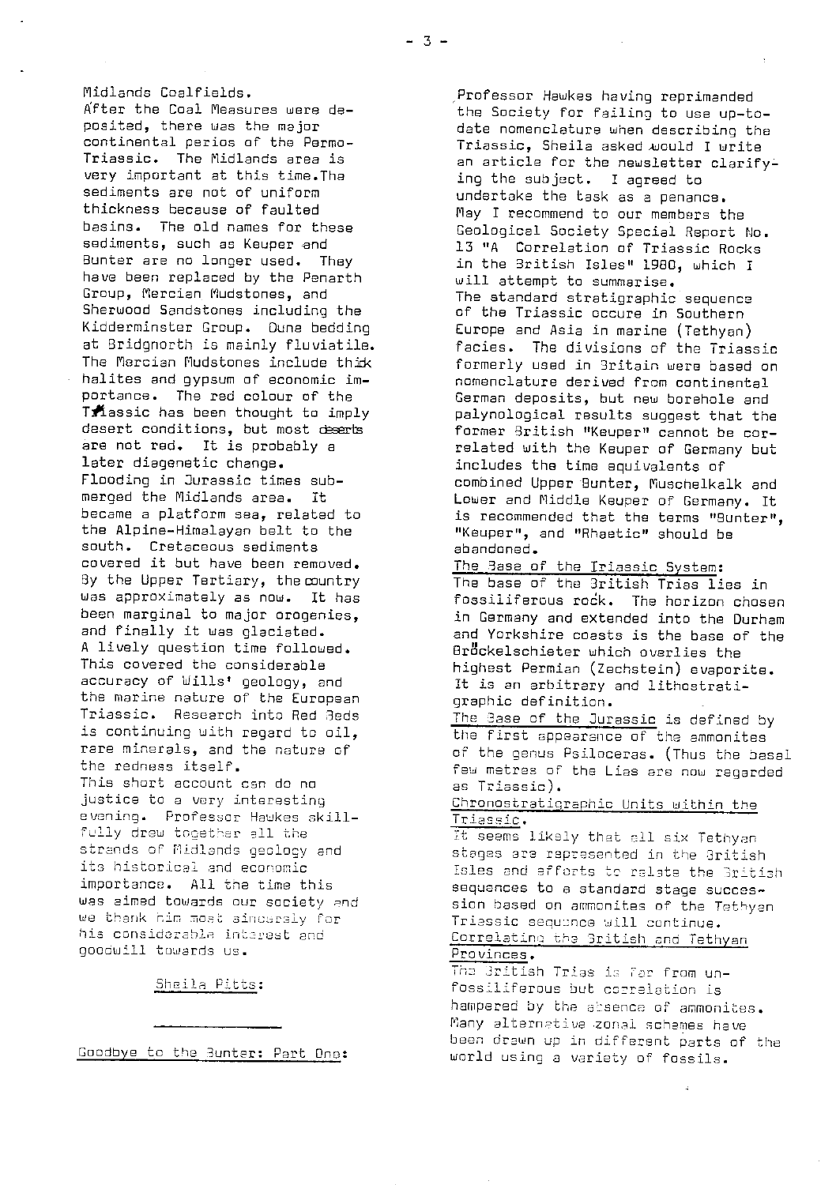Midlands Coalfields.

After the Coal Measures were deposited, there was the major continental perios of the Permo-Triassic. The Midlands area is very important at this time. The sediments are not of uniform thickness because of faulted basins. The old names for these sediments, such as Keuper and Bunter are no longer used. They have been replaced by the Penarth Group, Mercian Mudstones, and Sherwood Sandstones including the Kidderminster Group. Dune bedding at Bridgnorth is mainly fluviatile. The Mercian Mudstones include thick halites and gypsum of economic importance. The red colour of the Triassic has been thought to imply desert conditions, but most deserts are not red. It is probably a later diagenetic change.

Flooding in Jurassic times submerged the Midlands area. It became a platform sea, related to the Alpine-Himalayan belt to the south. Cretaceous sediments covered it but have been removed. By the Upper Tertiary, the country was approximately as now. It has been marginal to major orogenies, and finally it was glaciated.

A lively question time followed. This covered the considerable accuracy of Wills' geology, and the marine nature of the European Triassic. Research into Red Beds is continuing with regard to oil, rare minerals, and the nature of the redness itself.

This short account can do no justice to a very interesting evening. Professor Hawkes skillfully drew together all the strands of Midlands geology and its historical and economic importance. All the time this was aimed towards our society and we thank him most sincerely for his considerable interest and goodwill towards us.

Sheila Pitts:

---

Goodbye to the Bunter: Part One:

Professor Hawkes having reprimanded the Society for failing to use up-to-date nomenclature when describing the Triassic, Sheila asked would I write an article for the newsletter clarifying the subject. I agreed to undertake the task as a penance.

May I recommend to our members the Geological Society Special Report No. 13 "A Correlation of Triassic Rocks in the British Isles" 1980, which I will attempt to summarise.

The standard stratigraphic sequence of the Triassic occurs in Southern Europe and Asia in marine (Tethyan) facies. The divisions of the Triassic formerly used in Britain were based on nomenclature derived from continental German deposits, but new borehole and palynological results suggest that the former British "Keuper" cannot be correlated with the Keuper of Germany but includes the time equivalents of combined Upper Bunter, Muschelkalk and Lower and Middle Keuper of Germany. It is recommended that the terms "Bunter", "Keuper", and "Rhaetic" should be abandoned.

The Base of the Triassic System:

The base of the British Trias lies in fossiliferous rock. The horizon chosen in Germany and extended into the Durham and Yorkshire coasts is the base of the Bröckelschieter which overlies the highest Permian (Zechstein) evaporite. It is an arbitrary and lithostratigraphic definition.

The Base of the Jurassic is defined by the first appearance of the ammonites of the genus Psiloceras. (Thus the basal few metres of the Lias are now regarded as Triassic).

Chronostratigraphic Units within the Triassic.

It seems likely that all six Tethyan stages are represented in the British Isles and efforts to relate the British sequences to a standard stage succession based on ammonites of the Tethyan Triassic sequence will continue.

Correlating the British and Tethyan Provinces.

The British Trias is far from unfossiliferous but correlation is hampered by the absence of ammonites. Many alternative zonal schemes have been drawn up in different parts of the world using a variety of fossils.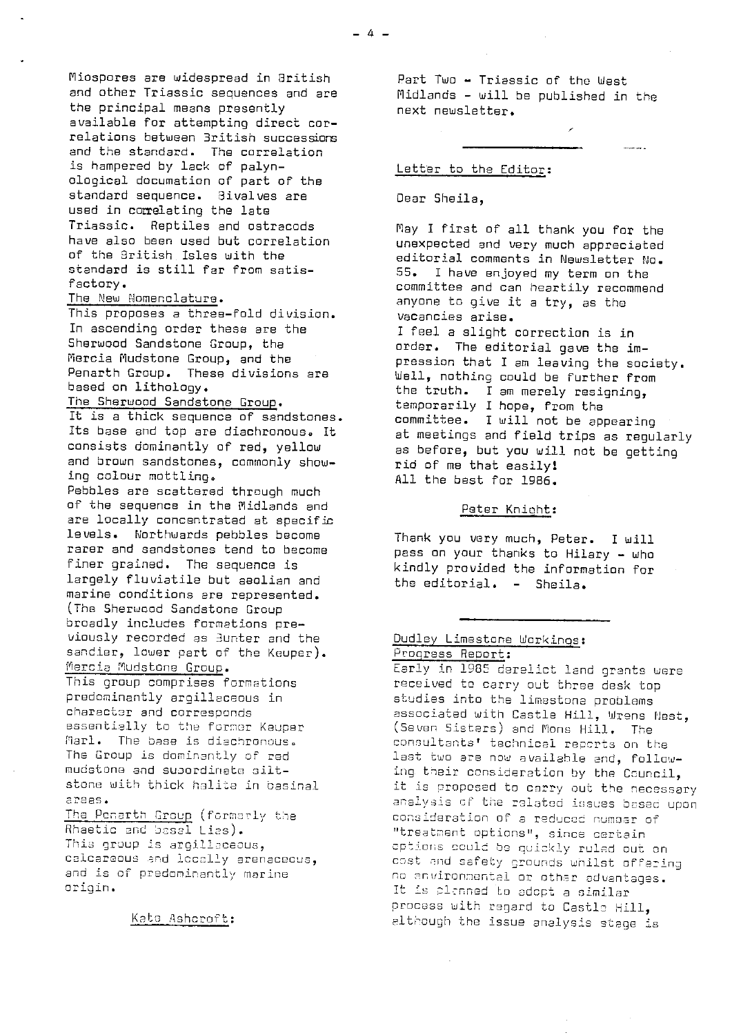Miospores are widespread in British and other Triassic sequences and are the principal means presently available for attempting direct correlations between British successions and the standard. The correlation is hampered by lack of palynological documation of part of the standard sequence. Bivalves are used in correlating the late Triassic. Reptiles and ostracods have also been used but correlation of the British Isles with the standard is still far from satisfactory.

The New Nomenclature.

This proposes a three-fold division. In ascending order these are the Sherwood Sandstone Group, the Mercia Mudstone Group, and the Penarth Group. These divisions are based on lithology.

The Sherwood Sandstone Group.

It is a thick sequence of sandstones. Its base and top are diachronous. It consists dominantly of red, yellow and brown sandstones, commonly showing colour mottling.

Pebbles are scattered through much of the sequence in the Midlands and are locally concentrated at specific levels. Northwards pebbles become rarer and sandstones tend to become finer grained. The sequence is largely fluviatile but aeolian and marine conditions are represented. (The Sherwood Sandstone Group broadly includes formations previously recorded as Bunter and the sandier, lower part of the Keuper).

Mercia Mudstone Group.

This group comprises formations predominantly argillaceous in character and corresponds essentially to the former Keuper Marl. The base is diachronous. The Group is dominantly of red mudstone and subordinate siltstone with thick halite in basinal areas.

The Penarth Group (formerly the Rhaetic and basal Lias).

This group is argillaceous, calcareous and locally arenaceous, and is of predominantly marine origin.

Kate Ashcroft:

Part Two - Triassic of the West Midlands - will be published in the next newsletter.

---

Letter to the Editor:

Dear Sheila,

May I first of all thank you for the unexpected and very much appreciated editorial comments in Newsletter No. 55. I have enjoyed my term on the committee and can heartily recommend anyone to give it a try, as the vacancies arise.

I feel a slight correction is in order. The editorial gave the impression that I am leaving the society. Well, nothing could be further from the truth. I am merely resigning, temporarily I hope, from the committee. I will not be appearing at meetings and field trips as regularly as before, but you will not be getting rid of me that easily!

All the best for 1986.

Peter Knight:

Thank you very much, Peter. I will pass on your thanks to Hilary - who kindly provided the information for the editorial. - Sheila.

---

Dudley Limestone Workings:

Progress Report:

Early in 1985 derelict land grants were received to carry out three desk top studies into the limestone problems associated with Castle Hill, Wrens Nest, (Seven Sisters) and Mons Hill. The consultants' technical reports on the last two are now available and, following their consideration by the Council, it is proposed to carry out the necessary analysis of the related issues based upon consideration of a reduced number of "treatment options", since certain options could be quickly ruled out on cost and safety grounds whilst offering no environmental or other advantages. It is planned to adopt a similar process with regard to Castle Hill, although the issue analysis stage is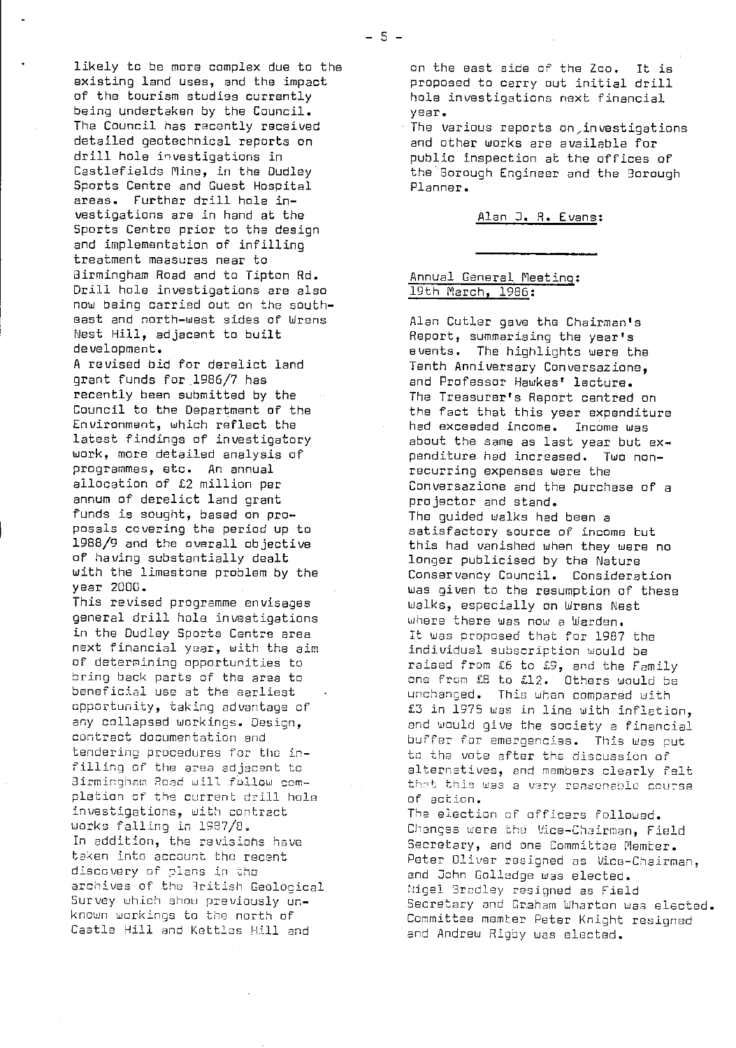likely to be more complex due to the existing land uses, and the impact of the tourism studies currently being undertaken by the Council. The Council has recently received detailed geotechnical reports on drill hole investigations in Castlefields Mine, in the Dudley Sports Centre and Guest Hospital areas. Further drill hole investigations are in hand at the Sports Centre prior to the design and implementation of infilling treatment measures near to Birmingham Road and to Tipton Rd. Drill hole investigations are also now being carried out on the south-east and north-west sides of Wrens Nest Hill, adjacent to built development.

A revised bid for derelict land grant funds for 1986/7 has recently been submitted by the Council to the Department of the Environment, which reflect the latest findings of investigatory work, more detailed analysis of programmes, etc. An annual allocation of £2 million per annum of derelict land grant funds is sought, based on proposals covering the period up to 1988/9 and the overall objective of having substantially dealt with the limestone problem by the year 2000.

This revised programme envisages general drill hole investigations in the Dudley Sports Centre area next financial year, with the aim of determining opportunities to bring back parts of the area to beneficial use at the earliest opportunity, taking advantage of any collapsed workings. Design, contract documentation and tendering procedures for the infilling of the area adjacent to Birmingham Road will follow completion of the current drill hole investigations, with contract works falling in 1987/8.

In addition, the revisions have taken into account the recent discovery of plans in the archives of the British Geological Survey which show previously unknown workings to the north of Castle Hill and Kettles Hill and on the east side of the Zoo. It is proposed to carry out initial drill hole investigations next financial year.

The various reports on investigations and other works are available for public inspection at the offices of the Borough Engineer and the Borough Planner.

Alan J. R. Evans:

---

## Annual General Meeting: 19th March, 1986:

Alan Cutler gave the Chairman's Report, summarising the year's events. The highlights were the Tenth Anniversary Conversazione, and Professor Hawkes' lecture.

The Treasurer's Report centred on the fact that this year expenditure had exceeded income. Income was about the same as last year but expenditure had increased. Two non-recurring expenses were the Conversazione and the purchase of a projector and stand.

The guided walks had been a satisfactory source of income but this had vanished when they were no longer publicised by the Nature Conservancy Council. Consideration was given to the resumption of these walks, especially on Wrens Nest where there was now a Warden.

It was proposed that for 1987 the individual subscription would be raised from £6 to £9, and the Family one from £8 to £12. Others would be unchanged. This when compared with £3 in 1975 was in line with inflation, and would give the society a financial buffer for emergencies. This was put to the vote after the discussion of alternatives, and members clearly felt that this was a very reasonable course of action.

The election of officers followed. Changes were the Vice-Chairman, Field Secretary, and one Committee Member. Peter Oliver resigned as Vice-Chairman, and John Golledge was elected. Nigel Bradley resigned as Field Secretary and Graham Wharton was elected. Committee member Peter Knight resigned and Andrew Rigby was elected.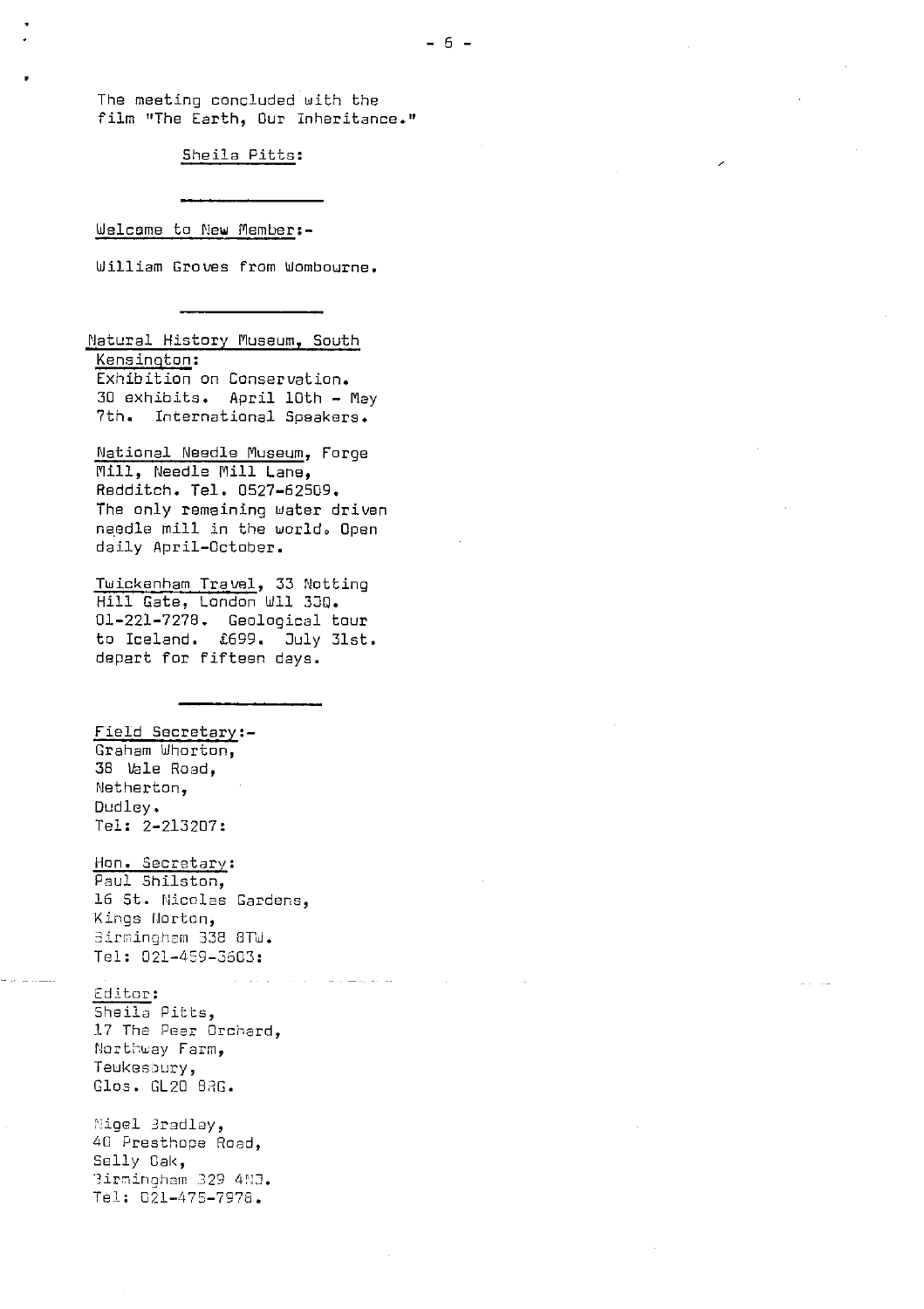The meeting concluded with the film "The Earth, Our Inheritance."

Sheila Pitts:

---

Welcome to New Member:-

William Groves from Wombourne.

---

Natural History Museum, South Kensington:
Exhibition on Conservation. 30 exhibits. April 10th - May 7th. International Speakers.

National Needle Museum, Forge Mill, Needle Mill Lane, Redditch. Tel. 0527-62509. The only remaining water driven needle mill in the world. Open daily April-October.

Twickenham Travel, 33 Notting Hill Gate, London W11 3JQ. 01-221-7278. Geological tour to Iceland. £699. July 31st. depart for fifteen days.

---

Field Secretary:-
Graham Whorton,
38 Vale Road,
Netherton,
Dudley.
Tel: 2-213207:

Hon. Secretary:
Paul Shilston,
16 St. Nicolas Gardens,
Kings Norton,
Birmingham B38 8TW.
Tel: 021-459-3603:

Editor:
Sheila Pitts,
17 The Pear Orchard,
Northway Farm,
Tewkesbury,
Glos. GL20 8RG.

Nigel Bradley,
40 Presthope Road,
Selly Oak,
Birmingham B29 4NJ.
Tel: 021-475-7978.